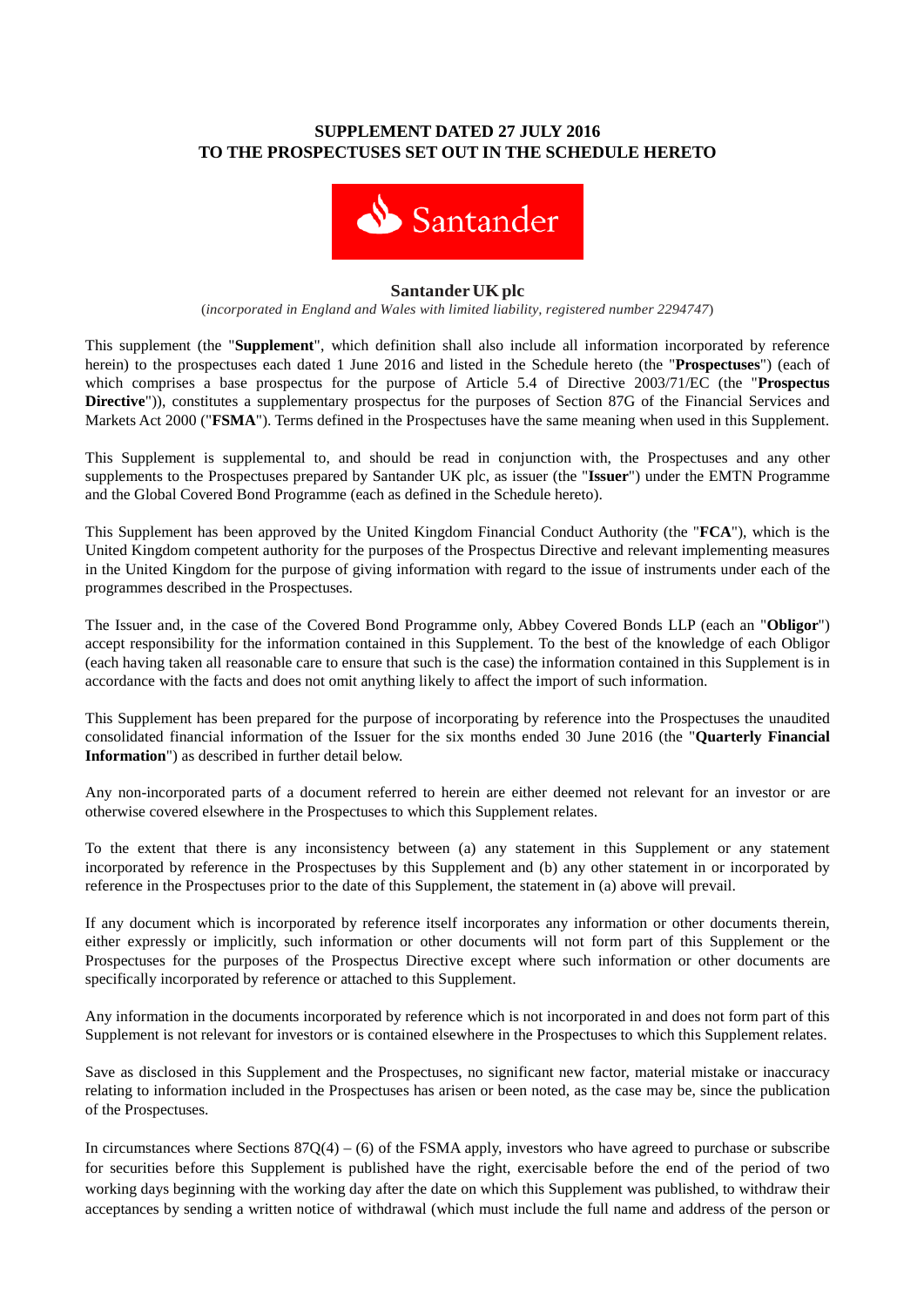**SUPPLEMENT DATED 27 JULY 2016**
**TO THE PROSPECTUSES SET OUT IN THE SCHEDULE HERETO**

**Santander UK plc**

(*incorporated in England and Wales with limited liability, registered number 2294747*)

This supplement (the "**Supplement**", which definition shall also include all information incorporated by reference herein) to the prospectuses each dated 1 June 2016 and listed in the Schedule hereto (the "**Prospectuses**") (each of which comprises a base prospectus for the purpose of Article 5.4 of Directive 2003/71/EC (the "**Prospectus Directive**")), constitutes a supplementary prospectus for the purposes of Section 87G of the Financial Services and Markets Act 2000 ("**FSMA**"). Terms defined in the Prospectuses have the same meaning when used in this Supplement.

This Supplement is supplemental to, and should be read in conjunction with, the Prospectuses and any other supplements to the Prospectuses prepared by Santander UK plc, as issuer (the "**Issuer**") under the EMTN Programme and the Global Covered Bond Programme (each as defined in the Schedule hereto).

This Supplement has been approved by the United Kingdom Financial Conduct Authority (the "**FCA**"), which is the United Kingdom competent authority for the purposes of the Prospectus Directive and relevant implementing measures in the United Kingdom for the purpose of giving information with regard to the issue of instruments under each of the programmes described in the Prospectuses.

The Issuer and, in the case of the Covered Bond Programme only, Abbey Covered Bonds LLP (each an "**Obligor**") accept responsibility for the information contained in this Supplement. To the best of the knowledge of each Obligor (each having taken all reasonable care to ensure that such is the case) the information contained in this Supplement is in accordance with the facts and does not omit anything likely to affect the import of such information.

This Supplement has been prepared for the purpose of incorporating by reference into the Prospectuses the unaudited consolidated financial information of the Issuer for the six months ended 30 June 2016 (the "**Quarterly Financial Information**") as described in further detail below.

Any non-incorporated parts of a document referred to herein are either deemed not relevant for an investor or are otherwise covered elsewhere in the Prospectuses to which this Supplement relates.

To the extent that there is any inconsistency between (a) any statement in this Supplement or any statement incorporated by reference in the Prospectuses by this Supplement and (b) any other statement in or incorporated by reference in the Prospectuses prior to the date of this Supplement, the statement in (a) above will prevail.

If any document which is incorporated by reference itself incorporates any information or other documents therein, either expressly or implicitly, such information or other documents will not form part of this Supplement or the Prospectuses for the purposes of the Prospectus Directive except where such information or other documents are specifically incorporated by reference or attached to this Supplement.

Any information in the documents incorporated by reference which is not incorporated in and does not form part of this Supplement is not relevant for investors or is contained elsewhere in the Prospectuses to which this Supplement relates.

Save as disclosed in this Supplement and the Prospectuses, no significant new factor, material mistake or inaccuracy relating to information included in the Prospectuses has arisen or been noted, as the case may be, since the publication of the Prospectuses.

In circumstances where Sections 87Q(4) – (6) of the FSMA apply, investors who have agreed to purchase or subscribe for securities before this Supplement is published have the right, exercisable before the end of the period of two working days beginning with the working day after the date on which this Supplement was published, to withdraw their acceptances by sending a written notice of withdrawal (which must include the full name and address of the person or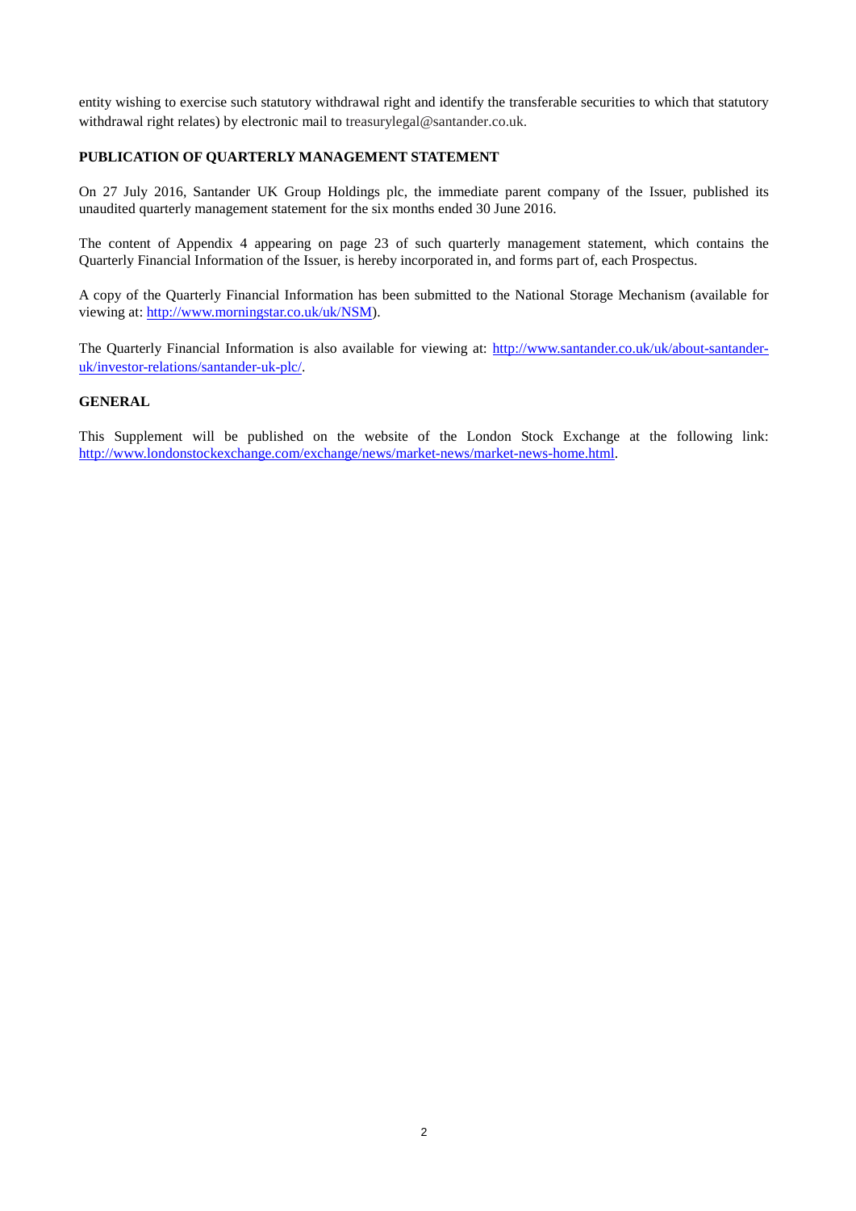entity wishing to exercise such statutory withdrawal right and identify the transferable securities to which that statutory withdrawal right relates) by electronic mail to treasurylegal@santander.co.uk.

**PUBLICATION OF QUARTERLY MANAGEMENT STATEMENT**

On 27 July 2016, Santander UK Group Holdings plc, the immediate parent company of the Issuer, published its unaudited quarterly management statement for the six months ended 30 June 2016.

The content of Appendix 4 appearing on page 23 of such quarterly management statement, which contains the Quarterly Financial Information of the Issuer, is hereby incorporated in, and forms part of, each Prospectus.

A copy of the Quarterly Financial Information has been submitted to the National Storage Mechanism (available for viewing at: [http://www.morningstar.co.uk/uk/NSM](http://www.morningstar.co.uk/uk/NSM)).

The Quarterly Financial Information is also available for viewing at: [http://www.santander.co.uk/uk/about-santander-uk/investor-relations/santander-uk-plc/](http://www.santander.co.uk/uk/about-santander-uk/investor-relations/santander-uk-plc/).

**GENERAL**

This Supplement will be published on the website of the London Stock Exchange at the following link: [http://www.londonstockexchange.com/exchange/news/market-news/market-news-home.html](http://www.londonstockexchange.com/exchange/news/market-news/market-news-home.html).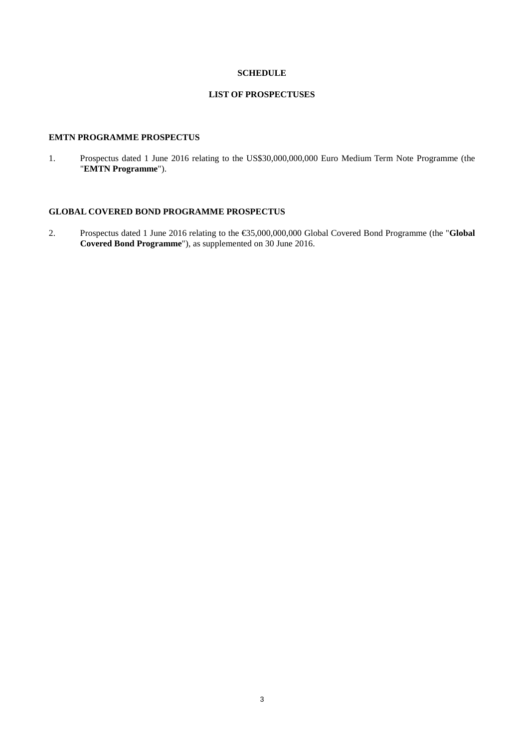# SCHEDULE

## LIST OF PROSPECTUSES

### EMTN PROGRAMME PROSPECTUS

1. Prospectus dated 1 June 2016 relating to the US$30,000,000,000 Euro Medium Term Note Programme (the "**EMTN Programme**").

### GLOBAL COVERED BOND PROGRAMME PROSPECTUS

2. Prospectus dated 1 June 2016 relating to the €35,000,000,000 Global Covered Bond Programme (the "**Global Covered Bond Programme**"), as supplemented on 30 June 2016.